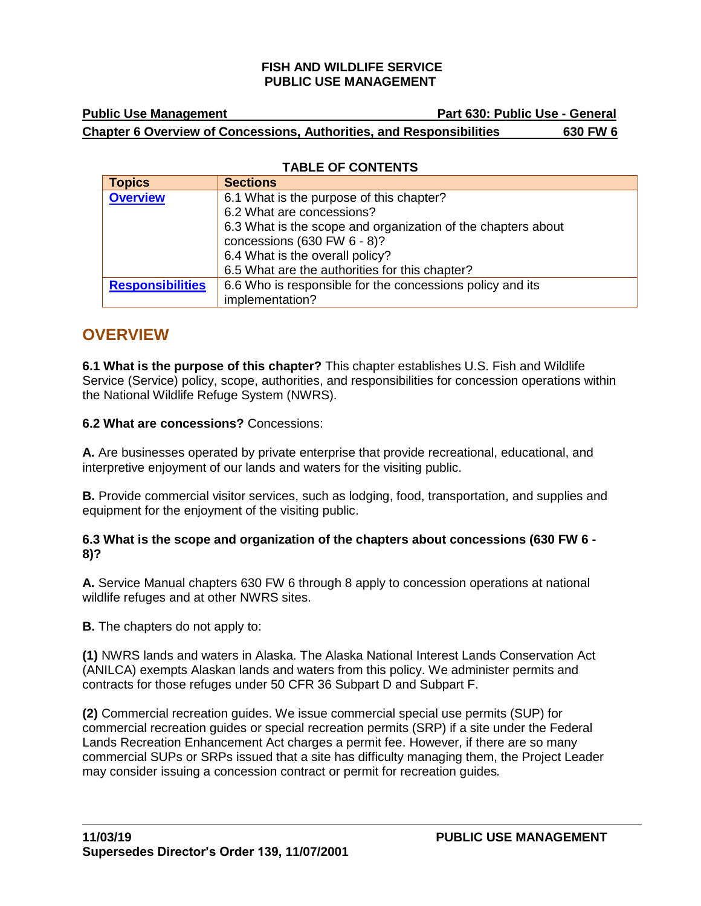**FISH AND WILDLIFE SERVICE**
**PUBLIC USE MANAGEMENT**

**Public Use Management** — **Part 630: Public Use - General**

**Chapter 6 Overview of Concessions, Authorities, and Responsibilities** — **630 FW 6**

**TABLE OF CONTENTS**

| Topics | Sections |
|---|---|
| **Overview** | 6.1 What is the purpose of this chapter?<br>6.2 What are concessions?<br>6.3 What is the scope and organization of the chapters about concessions (630 FW 6 - 8)?<br>6.4 What is the overall policy?<br>6.5 What are the authorities for this chapter? |
| **Responsibilities** | 6.6 Who is responsible for the concessions policy and its implementation? |

## OVERVIEW

**6.1 What is the purpose of this chapter?** This chapter establishes U.S. Fish and Wildlife Service (Service) policy, scope, authorities, and responsibilities for concession operations within the National Wildlife Refuge System (NWRS).

**6.2 What are concessions?** Concessions:

**A.** Are businesses operated by private enterprise that provide recreational, educational, and interpretive enjoyment of our lands and waters for the visiting public.

**B.** Provide commercial visitor services, such as lodging, food, transportation, and supplies and equipment for the enjoyment of the visiting public.

**6.3 What is the scope and organization of the chapters about concessions (630 FW 6 - 8)?**

**A.** Service Manual chapters 630 FW 6 through 8 apply to concession operations at national wildlife refuges and at other NWRS sites.

**B.** The chapters do not apply to:

**(1)** NWRS lands and waters in Alaska. The Alaska National Interest Lands Conservation Act (ANILCA) exempts Alaskan lands and waters from this policy. We administer permits and contracts for those refuges under 50 CFR 36 Subpart D and Subpart F.

**(2)** Commercial recreation guides. We issue commercial special use permits (SUP) for commercial recreation guides or special recreation permits (SRP) if a site under the Federal Lands Recreation Enhancement Act charges a permit fee. However, if there are so many commercial SUPs or SRPs issued that a site has difficulty managing them, the Project Leader may consider issuing a concession contract or permit for recreation guides.

**11/03/19**
**Supersedes Director's Order 139, 11/07/2001**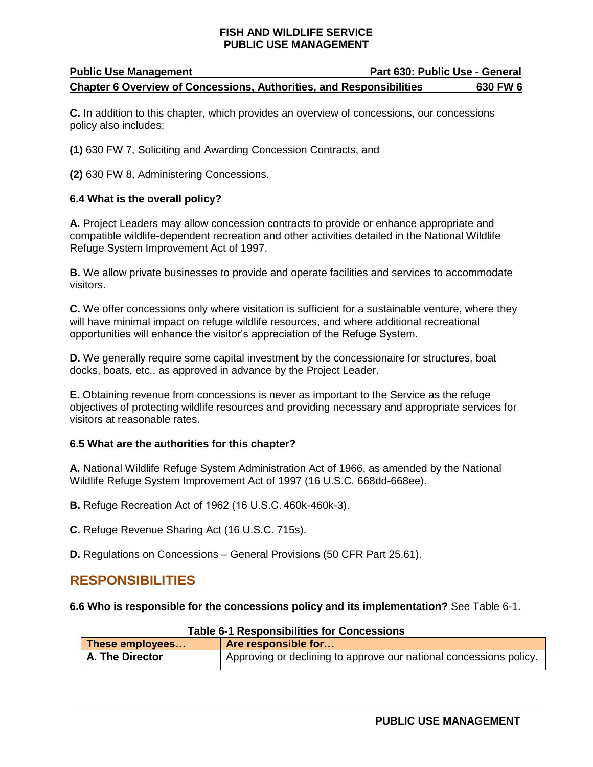**C.** In addition to this chapter, which provides an overview of concessions, our concessions policy also includes:

**(1)** 630 FW 7, Soliciting and Awarding Concession Contracts, and

**(2)** 630 FW 8, Administering Concessions.

### 6.4 What is the overall policy?

**A.** Project Leaders may allow concession contracts to provide or enhance appropriate and compatible wildlife-dependent recreation and other activities detailed in the National Wildlife Refuge System Improvement Act of 1997.

**B.** We allow private businesses to provide and operate facilities and services to accommodate visitors.

**C.** We offer concessions only where visitation is sufficient for a sustainable venture, where they will have minimal impact on refuge wildlife resources, and where additional recreational opportunities will enhance the visitor's appreciation of the Refuge System.

**D.** We generally require some capital investment by the concessionaire for structures, boat docks, boats, etc., as approved in advance by the Project Leader.

**E.** Obtaining revenue from concessions is never as important to the Service as the refuge objectives of protecting wildlife resources and providing necessary and appropriate services for visitors at reasonable rates.

### 6.5 What are the authorities for this chapter?

**A.** National Wildlife Refuge System Administration Act of 1966, as amended by the National Wildlife Refuge System Improvement Act of 1997 (16 U.S.C. 668dd-668ee).

**B.** Refuge Recreation Act of 1962 (16 U.S.C. 460k-460k-3).

**C.** Refuge Revenue Sharing Act (16 U.S.C. 715s).

**D.** Regulations on Concessions – General Provisions (50 CFR Part 25.61).

## RESPONSIBILITIES

**6.6 Who is responsible for the concessions policy and its implementation?** See Table 6-1.

**Table 6-1 Responsibilities for Concessions**

| These employees… | Are responsible for… |
|---|---|
| **A. The Director** | Approving or declining to approve our national concessions policy. |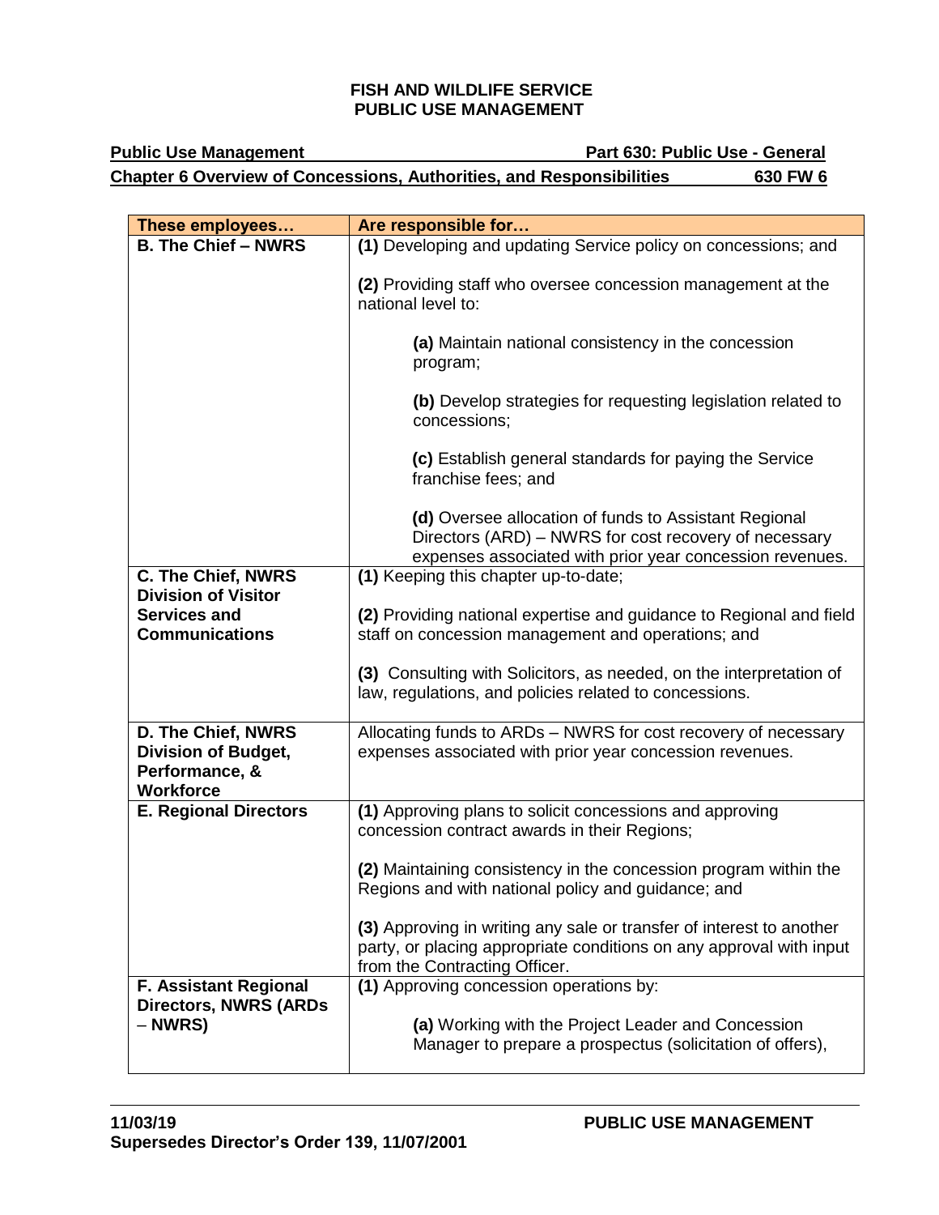| These employees… | Are responsible for… |
|---|---|
| **B. The Chief – NWRS** | **(1)** Developing and updating Service policy on concessions; and<br><br>**(2)** Providing staff who oversee concession management at the national level to:<br><br>**(a)** Maintain national consistency in the concession program;<br><br>**(b)** Develop strategies for requesting legislation related to concessions;<br><br>**(c)** Establish general standards for paying the Service franchise fees; and<br><br>**(d)** Oversee allocation of funds to Assistant Regional Directors (ARD) – NWRS for cost recovery of necessary expenses associated with prior year concession revenues. |
| **C. The Chief, NWRS Division of Visitor Services and Communications** | **(1)** Keeping this chapter up-to-date;<br><br>**(2)** Providing national expertise and guidance to Regional and field staff on concession management and operations; and<br><br>**(3)** Consulting with Solicitors, as needed, on the interpretation of law, regulations, and policies related to concessions. |
| **D. The Chief, NWRS Division of Budget, Performance, & Workforce** | Allocating funds to ARDs – NWRS for cost recovery of necessary expenses associated with prior year concession revenues. |
| **E. Regional Directors** | **(1)** Approving plans to solicit concessions and approving concession contract awards in their Regions;<br><br>**(2)** Maintaining consistency in the concession program within the Regions and with national policy and guidance; and<br><br>**(3)** Approving in writing any sale or transfer of interest to another party, or placing appropriate conditions on any approval with input from the Contracting Officer. |
| **F. Assistant Regional Directors, NWRS (ARDs – NWRS)** | **(1)** Approving concession operations by:<br><br>**(a)** Working with the Project Leader and Concession Manager to prepare a prospectus (solicitation of offers), |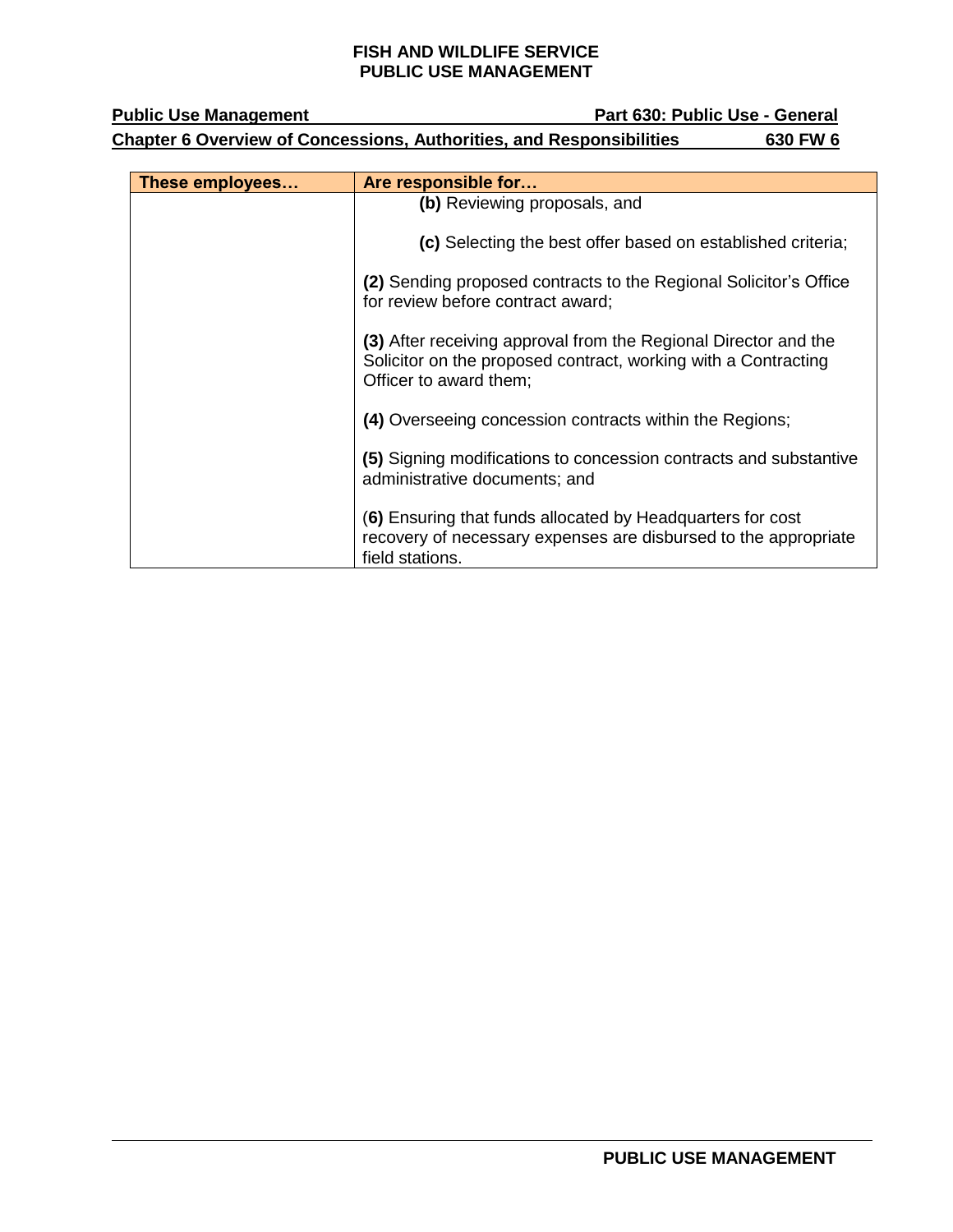| These employees… | Are responsible for… |
| --- | --- |
| | **(b)** Reviewing proposals, and<br><br>**(c)** Selecting the best offer based on established criteria;<br><br>**(2)** Sending proposed contracts to the Regional Solicitor's Office for review before contract award;<br><br>**(3)** After receiving approval from the Regional Director and the Solicitor on the proposed contract, working with a Contracting Officer to award them;<br><br>**(4)** Overseeing concession contracts within the Regions;<br><br>**(5)** Signing modifications to concession contracts and substantive administrative documents; and<br><br>(**6)** Ensuring that funds allocated by Headquarters for cost recovery of necessary expenses are disbursed to the appropriate field stations. |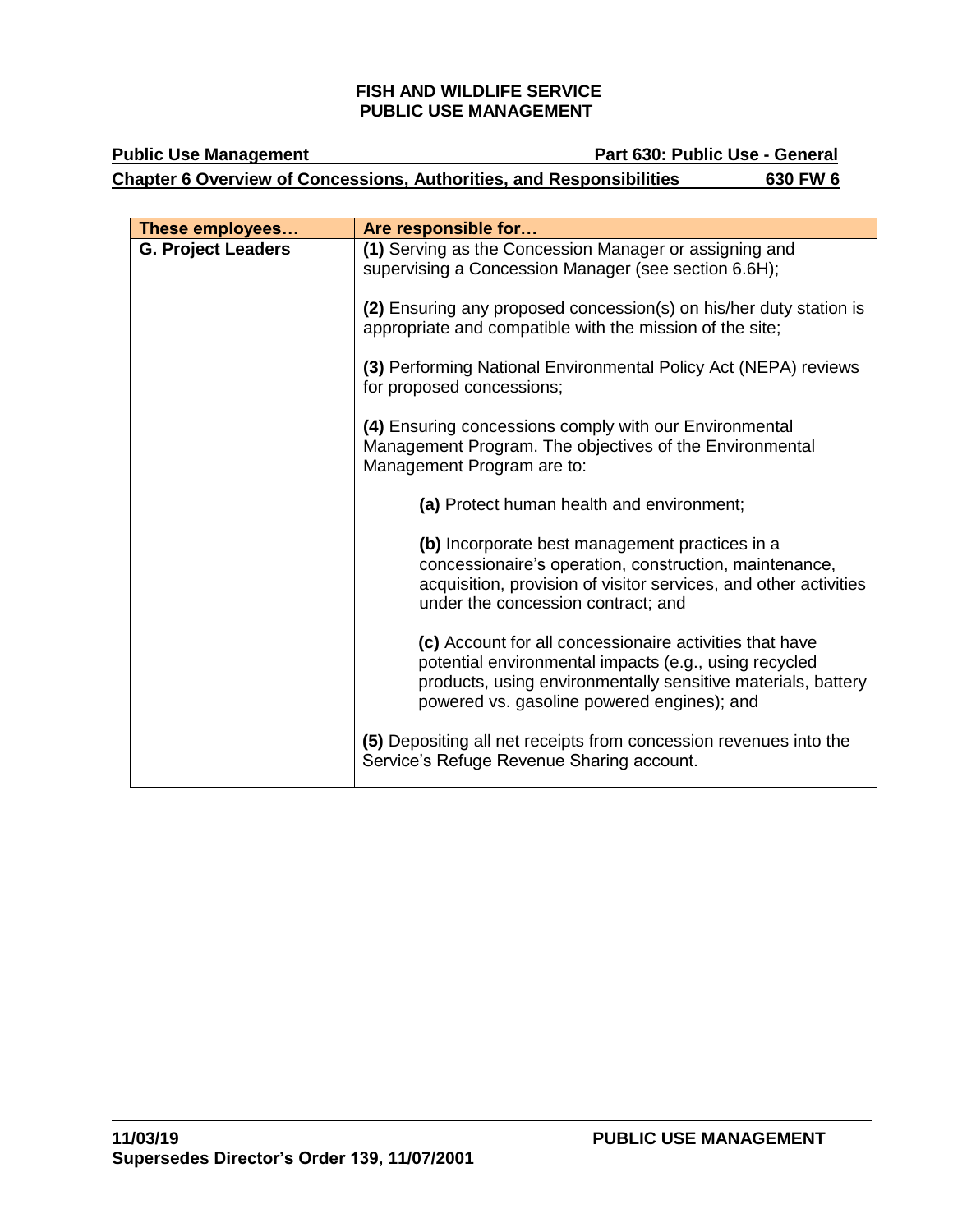| These employees… | Are responsible for… |
|---|---|
| **G. Project Leaders** | **(1)** Serving as the Concession Manager or assigning and supervising a Concession Manager (see section 6.6H);<br><br>**(2)** Ensuring any proposed concession(s) on his/her duty station is appropriate and compatible with the mission of the site;<br><br>**(3)** Performing National Environmental Policy Act (NEPA) reviews for proposed concessions;<br><br>**(4)** Ensuring concessions comply with our Environmental Management Program. The objectives of the Environmental Management Program are to:<br><br>**(a)** Protect human health and environment;<br><br>**(b)** Incorporate best management practices in a concessionaire's operation, construction, maintenance, acquisition, provision of visitor services, and other activities under the concession contract; and<br><br>**(c)** Account for all concessionaire activities that have potential environmental impacts (e.g., using recycled products, using environmentally sensitive materials, battery powered vs. gasoline powered engines); and<br><br>**(5)** Depositing all net receipts from concession revenues into the Service's Refuge Revenue Sharing account. |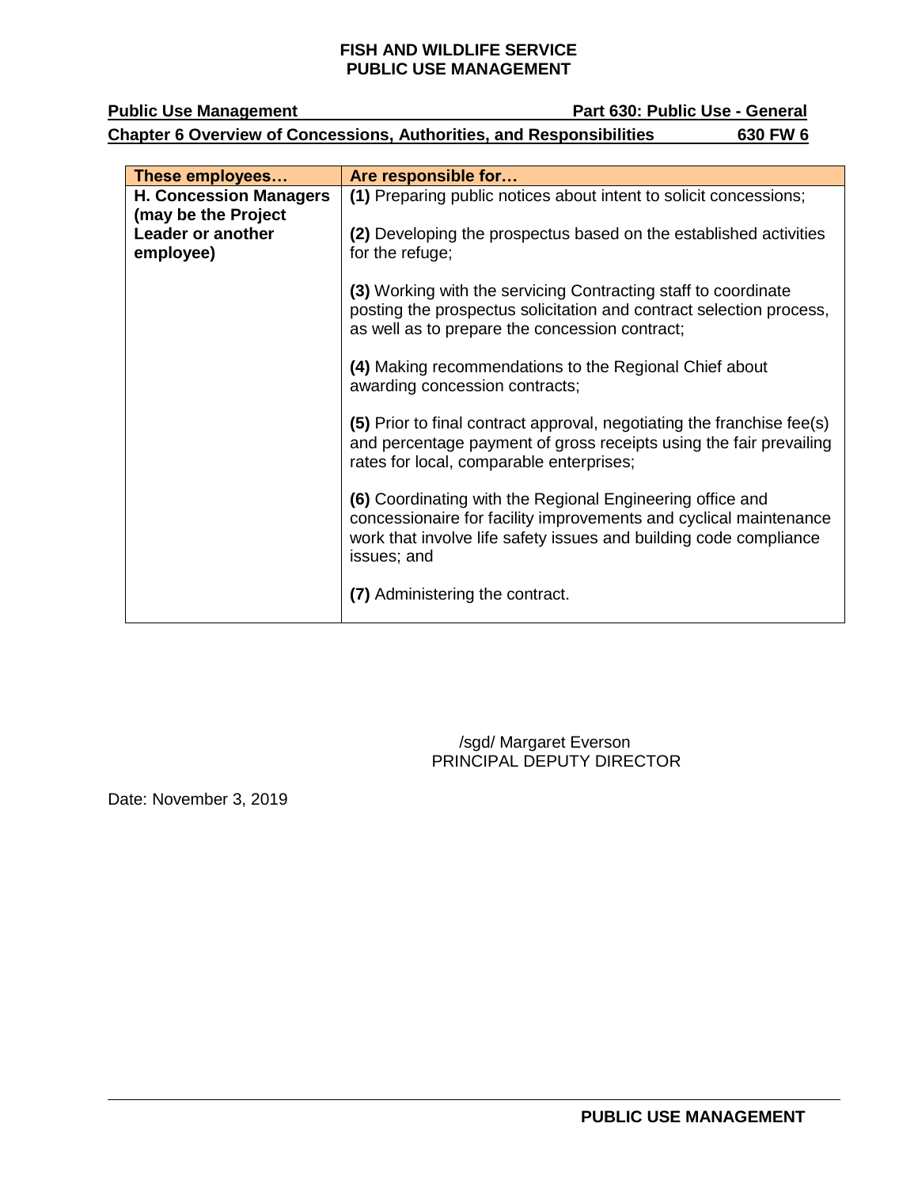| These employees… | Are responsible for… |
|---|---|
| **H. Concession Managers (may be the Project Leader or another employee)** | **(1)** Preparing public notices about intent to solicit concessions;<br><br>**(2)** Developing the prospectus based on the established activities for the refuge;<br><br>**(3)** Working with the servicing Contracting staff to coordinate posting the prospectus solicitation and contract selection process, as well as to prepare the concession contract;<br><br>**(4)** Making recommendations to the Regional Chief about awarding concession contracts;<br><br>**(5)** Prior to final contract approval, negotiating the franchise fee(s) and percentage payment of gross receipts using the fair prevailing rates for local, comparable enterprises;<br><br>**(6)** Coordinating with the Regional Engineering office and concessionaire for facility improvements and cyclical maintenance work that involve life safety issues and building code compliance issues; and<br><br>**(7)** Administering the contract. |

/sgd/ Margaret Everson
PRINCIPAL DEPUTY DIRECTOR

Date: November 3, 2019